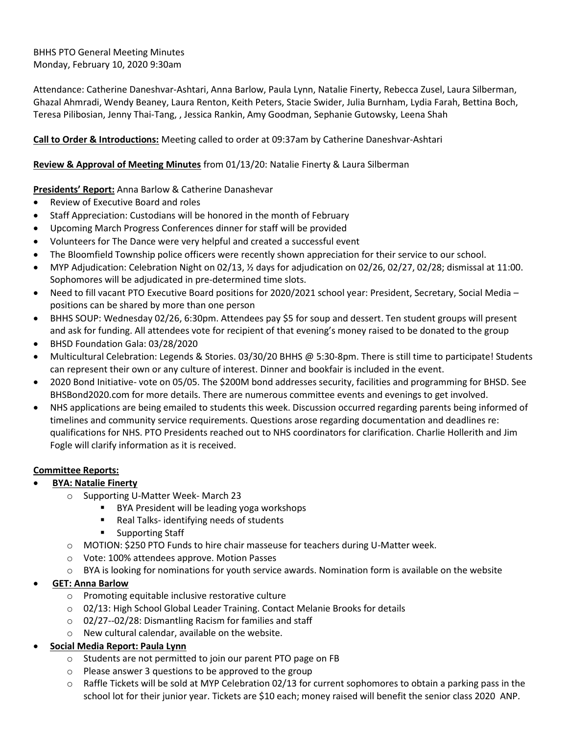BHHS PTO General Meeting Minutes
Monday, February 10, 2020 9:30am

Attendance: Catherine Daneshvar-Ashtari, Anna Barlow, Paula Lynn, Natalie Finerty, Rebecca Zusel, Laura Silberman, Ghazal Ahmradi, Wendy Beaney, Laura Renton, Keith Peters, Stacie Swider, Julia Burnham, Lydia Farah, Bettina Boch, Teresa Pilibosian, Jenny Thai-Tang, , Jessica Rankin, Amy Goodman, Sephanie Gutowsky, Leena Shah

**Call to Order & Introductions:** Meeting called to order at 09:37am by Catherine Daneshvar-Ashtari

**Review & Approval of Meeting Minutes** from 01/13/20: Natalie Finerty & Laura Silberman

**Presidents' Report:** Anna Barlow & Catherine Danashevar

- Review of Executive Board and roles
- Staff Appreciation: Custodians will be honored in the month of February
- Upcoming March Progress Conferences dinner for staff will be provided
- Volunteers for The Dance were very helpful and created a successful event
- The Bloomfield Township police officers were recently shown appreciation for their service to our school.
- MYP Adjudication: Celebration Night on 02/13, ½ days for adjudication on 02/26, 02/27, 02/28; dismissal at 11:00. Sophomores will be adjudicated in pre-determined time slots.
- Need to fill vacant PTO Executive Board positions for 2020/2021 school year: President, Secretary, Social Media – positions can be shared by more than one person
- BHHS SOUP: Wednesday 02/26, 6:30pm. Attendees pay $5 for soup and dessert. Ten student groups will present and ask for funding. All attendees vote for recipient of that evening's money raised to be donated to the group
- BHSD Foundation Gala: 03/28/2020
- Multicultural Celebration: Legends & Stories. 03/30/20 BHHS @ 5:30-8pm. There is still time to participate! Students can represent their own or any culture of interest. Dinner and bookfair is included in the event.
- 2020 Bond Initiative- vote on 05/05. The $200M bond addresses security, facilities and programming for BHSD. See BHSBond2020.com for more details. There are numerous committee events and evenings to get involved.
- NHS applications are being emailed to students this week. Discussion occurred regarding parents being informed of timelines and community service requirements. Questions arose regarding documentation and deadlines re: qualifications for NHS. PTO Presidents reached out to NHS coordinators for clarification. Charlie Hollerith and Jim Fogle will clarify information as it is received.

**Committee Reports:**

- **BYA: Natalie Finerty**
  - Supporting U-Matter Week- March 23
    - BYA President will be leading yoga workshops
    - Real Talks- identifying needs of students
    - Supporting Staff
  - MOTION: $250 PTO Funds to hire chair masseuse for teachers during U-Matter week.
  - Vote: 100% attendees approve. Motion Passes
  - BYA is looking for nominations for youth service awards. Nomination form is available on the website
- **GET: Anna Barlow**
  - Promoting equitable inclusive restorative culture
  - 02/13: High School Global Leader Training. Contact Melanie Brooks for details
  - 02/27--02/28: Dismantling Racism for families and staff
  - New cultural calendar, available on the website.
- **Social Media Report: Paula Lynn**
  - Students are not permitted to join our parent PTO page on FB
  - Please answer 3 questions to be approved to the group
  - Raffle Tickets will be sold at MYP Celebration 02/13 for current sophomores to obtain a parking pass in the school lot for their junior year. Tickets are $10 each; money raised will benefit the senior class 2020 ANP.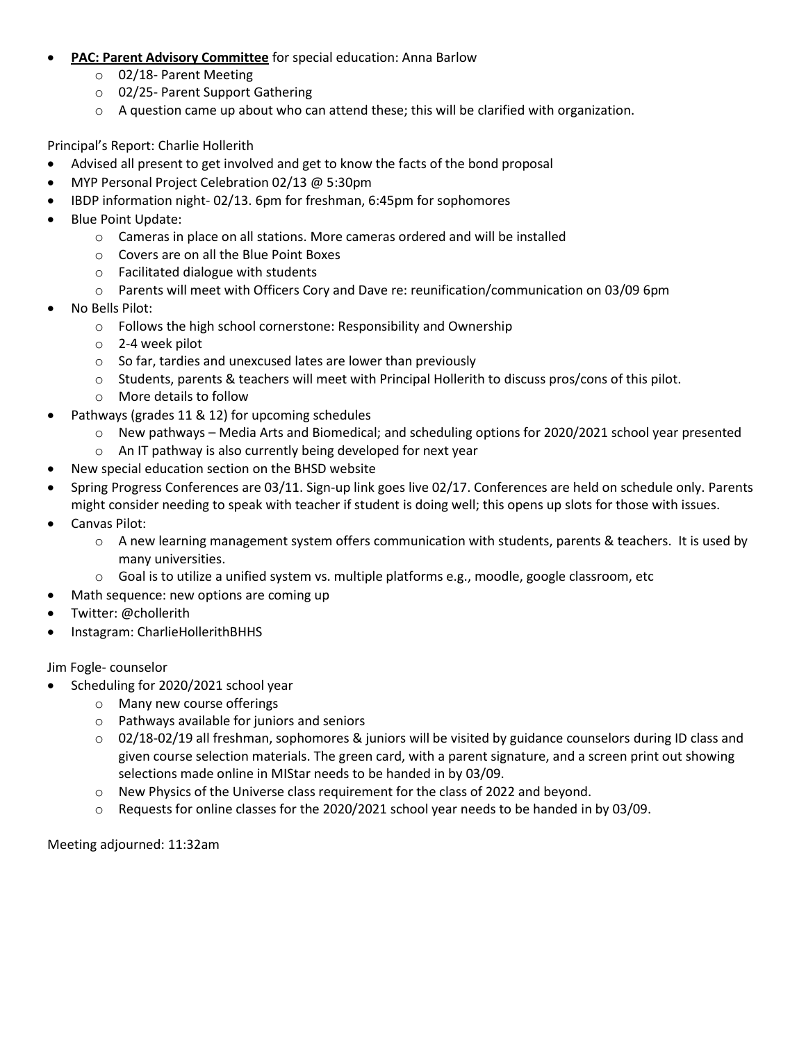- **PAC: Parent Advisory Committee** for special education: Anna Barlow
  - 02/18- Parent Meeting
  - 02/25- Parent Support Gathering
  - A question came up about who can attend these; this will be clarified with organization.

Principal's Report: Charlie Hollerith

- Advised all present to get involved and get to know the facts of the bond proposal
- MYP Personal Project Celebration 02/13 @ 5:30pm
- IBDP information night- 02/13. 6pm for freshman, 6:45pm for sophomores
- Blue Point Update:
  - Cameras in place on all stations. More cameras ordered and will be installed
  - Covers are on all the Blue Point Boxes
  - Facilitated dialogue with students
  - Parents will meet with Officers Cory and Dave re: reunification/communication on 03/09 6pm
- No Bells Pilot:
  - Follows the high school cornerstone: Responsibility and Ownership
  - 2-4 week pilot
  - So far, tardies and unexcused lates are lower than previously
  - Students, parents & teachers will meet with Principal Hollerith to discuss pros/cons of this pilot.
  - More details to follow
- Pathways (grades 11 & 12) for upcoming schedules
  - New pathways – Media Arts and Biomedical; and scheduling options for 2020/2021 school year presented
  - An IT pathway is also currently being developed for next year
- New special education section on the BHSD website
- Spring Progress Conferences are 03/11. Sign-up link goes live 02/17. Conferences are held on schedule only. Parents might consider needing to speak with teacher if student is doing well; this opens up slots for those with issues.
- Canvas Pilot:
  - A new learning management system offers communication with students, parents & teachers. It is used by many universities.
  - Goal is to utilize a unified system vs. multiple platforms e.g., moodle, google classroom, etc
- Math sequence: new options are coming up
- Twitter: @chollerith
- Instagram: CharlieHollerithBHHS

Jim Fogle- counselor

- Scheduling for 2020/2021 school year
  - Many new course offerings
  - Pathways available for juniors and seniors
  - 02/18-02/19 all freshman, sophomores & juniors will be visited by guidance counselors during ID class and given course selection materials. The green card, with a parent signature, and a screen print out showing selections made online in MIStar needs to be handed in by 03/09.
  - New Physics of the Universe class requirement for the class of 2022 and beyond.
  - Requests for online classes for the 2020/2021 school year needs to be handed in by 03/09.

Meeting adjourned: 11:32am